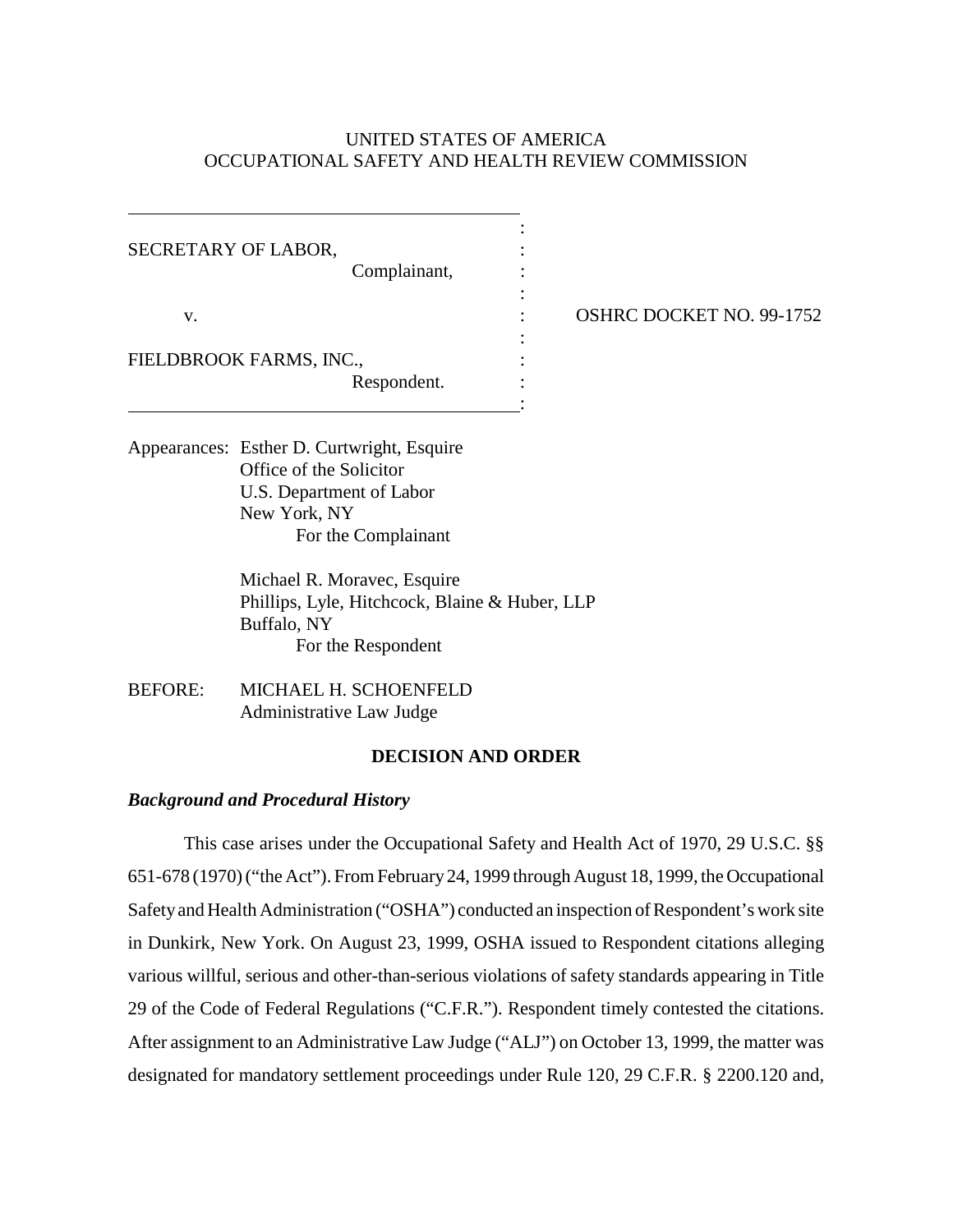UNITED STATES OF AMERICA
OCCUPATIONAL SAFETY AND HEALTH REVIEW COMMISSION

SECRETARY OF LABOR,
Complainant,

v.

FIELDBROOK FARMS, INC.,
Respondent.

OSHRC DOCKET NO. 99-1752

Appearances: Esther D. Curtwright, Esquire
Office of the Solicitor
U.S. Department of Labor
New York, NY
For the Complainant

Michael R. Moravec, Esquire
Phillips, Lyle, Hitchcock, Blaine & Huber, LLP
Buffalo, NY
For the Respondent

BEFORE: MICHAEL H. SCHOENFELD
Administrative Law Judge

**DECISION AND ORDER**

***Background and Procedural History***

This case arises under the Occupational Safety and Health Act of 1970, 29 U.S.C. §§ 651-678 (1970) ("the Act"). From February 24, 1999 through August 18, 1999, the Occupational Safety and Health Administration ("OSHA") conducted an inspection of Respondent's work site in Dunkirk, New York. On August 23, 1999, OSHA issued to Respondent citations alleging various willful, serious and other-than-serious violations of safety standards appearing in Title 29 of the Code of Federal Regulations ("C.F.R."). Respondent timely contested the citations. After assignment to an Administrative Law Judge ("ALJ") on October 13, 1999, the matter was designated for mandatory settlement proceedings under Rule 120, 29 C.F.R. § 2200.120 and,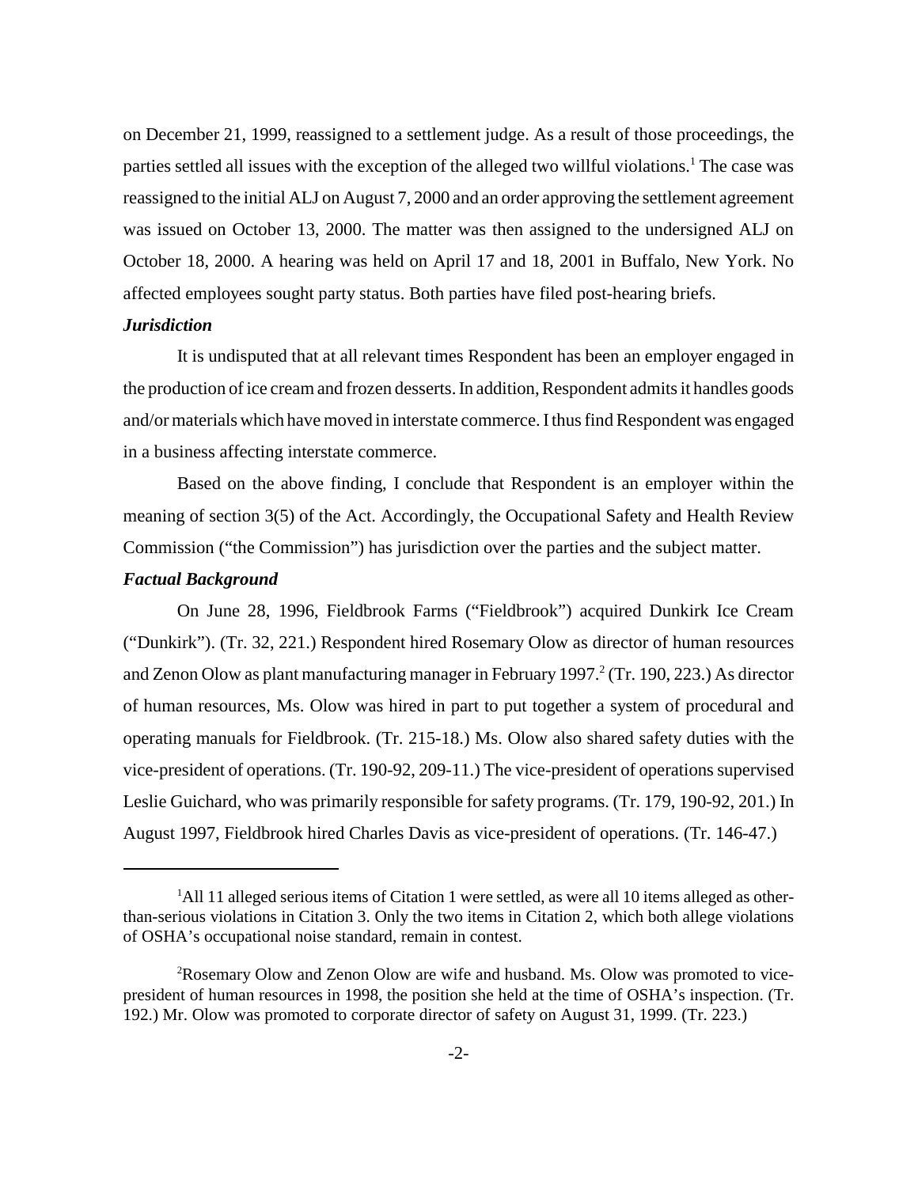on December 21, 1999, reassigned to a settlement judge. As a result of those proceedings, the parties settled all issues with the exception of the alleged two willful violations.[1] The case was reassigned to the initial ALJ on August 7, 2000 and an order approving the settlement agreement was issued on October 13, 2000. The matter was then assigned to the undersigned ALJ on October 18, 2000. A hearing was held on April 17 and 18, 2001 in Buffalo, New York. No affected employees sought party status. Both parties have filed post-hearing briefs.

***Jurisdiction***

It is undisputed that at all relevant times Respondent has been an employer engaged in the production of ice cream and frozen desserts. In addition, Respondent admits it handles goods and/or materials which have moved in interstate commerce. I thus find Respondent was engaged in a business affecting interstate commerce.

Based on the above finding, I conclude that Respondent is an employer within the meaning of section 3(5) of the Act. Accordingly, the Occupational Safety and Health Review Commission ("the Commission") has jurisdiction over the parties and the subject matter.

***Factual Background***

On June 28, 1996, Fieldbrook Farms ("Fieldbrook") acquired Dunkirk Ice Cream ("Dunkirk"). (Tr. 32, 221.) Respondent hired Rosemary Olow as director of human resources and Zenon Olow as plant manufacturing manager in February 1997.[2] (Tr. 190, 223.) As director of human resources, Ms. Olow was hired in part to put together a system of procedural and operating manuals for Fieldbrook. (Tr. 215-18.) Ms. Olow also shared safety duties with the vice-president of operations. (Tr. 190-92, 209-11.) The vice-president of operations supervised Leslie Guichard, who was primarily responsible for safety programs. (Tr. 179, 190-92, 201.) In August 1997, Fieldbrook hired Charles Davis as vice-president of operations. (Tr. 146-47.)

---

[1]All 11 alleged serious items of Citation 1 were settled, as were all 10 items alleged as other-than-serious violations in Citation 3. Only the two items in Citation 2, which both allege violations of OSHA's occupational noise standard, remain in contest.

[2]Rosemary Olow and Zenon Olow are wife and husband. Ms. Olow was promoted to vice-president of human resources in 1998, the position she held at the time of OSHA's inspection. (Tr. 192.) Mr. Olow was promoted to corporate director of safety on August 31, 1999. (Tr. 223.)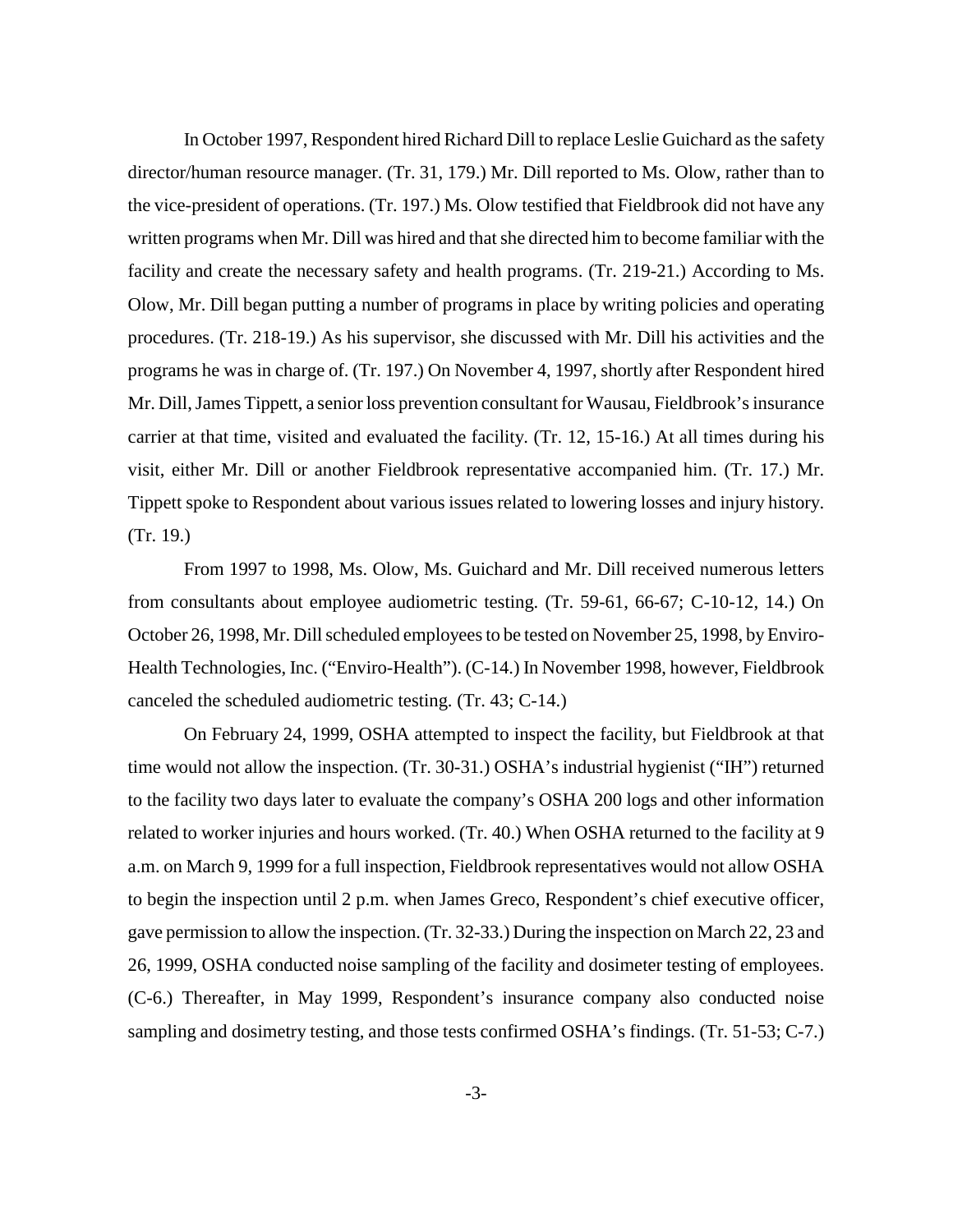In October 1997, Respondent hired Richard Dill to replace Leslie Guichard as the safety director/human resource manager. (Tr. 31, 179.) Mr. Dill reported to Ms. Olow, rather than to the vice-president of operations. (Tr. 197.) Ms. Olow testified that Fieldbrook did not have any written programs when Mr. Dill was hired and that she directed him to become familiar with the facility and create the necessary safety and health programs. (Tr. 219-21.) According to Ms. Olow, Mr. Dill began putting a number of programs in place by writing policies and operating procedures. (Tr. 218-19.) As his supervisor, she discussed with Mr. Dill his activities and the programs he was in charge of. (Tr. 197.) On November 4, 1997, shortly after Respondent hired Mr. Dill, James Tippett, a senior loss prevention consultant for Wausau, Fieldbrook's insurance carrier at that time, visited and evaluated the facility. (Tr. 12, 15-16.) At all times during his visit, either Mr. Dill or another Fieldbrook representative accompanied him. (Tr. 17.) Mr. Tippett spoke to Respondent about various issues related to lowering losses and injury history. (Tr. 19.)

From 1997 to 1998, Ms. Olow, Ms. Guichard and Mr. Dill received numerous letters from consultants about employee audiometric testing. (Tr. 59-61, 66-67; C-10-12, 14.) On October 26, 1998, Mr. Dill scheduled employees to be tested on November 25, 1998, by Enviro-Health Technologies, Inc. ("Enviro-Health"). (C-14.) In November 1998, however, Fieldbrook canceled the scheduled audiometric testing. (Tr. 43; C-14.)

On February 24, 1999, OSHA attempted to inspect the facility, but Fieldbrook at that time would not allow the inspection. (Tr. 30-31.) OSHA's industrial hygienist ("IH") returned to the facility two days later to evaluate the company's OSHA 200 logs and other information related to worker injuries and hours worked. (Tr. 40.) When OSHA returned to the facility at 9 a.m. on March 9, 1999 for a full inspection, Fieldbrook representatives would not allow OSHA to begin the inspection until 2 p.m. when James Greco, Respondent's chief executive officer, gave permission to allow the inspection. (Tr. 32-33.) During the inspection on March 22, 23 and 26, 1999, OSHA conducted noise sampling of the facility and dosimeter testing of employees. (C-6.) Thereafter, in May 1999, Respondent's insurance company also conducted noise sampling and dosimetry testing, and those tests confirmed OSHA's findings. (Tr. 51-53; C-7.)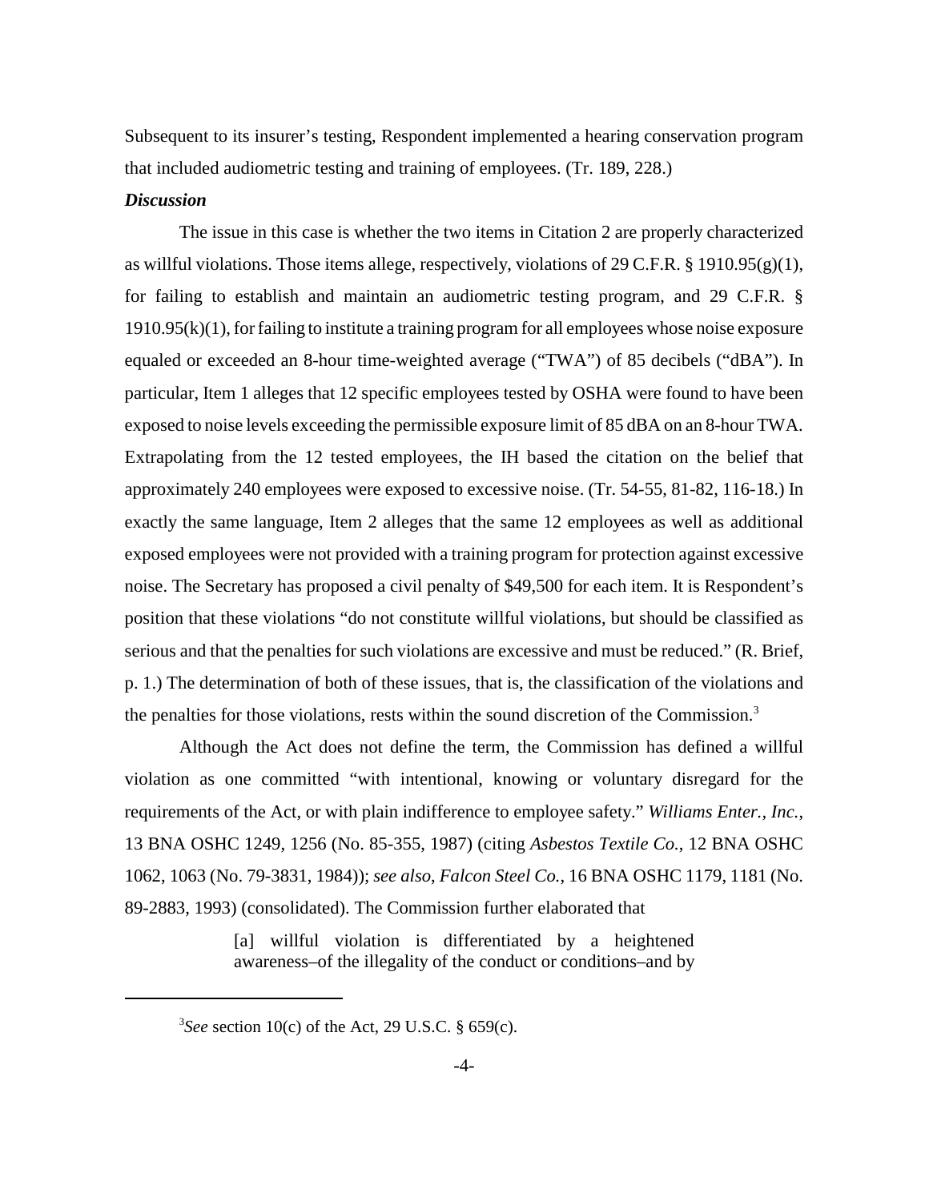Subsequent to its insurer's testing, Respondent implemented a hearing conservation program that included audiometric testing and training of employees. (Tr. 189, 228.)

***Discussion***

The issue in this case is whether the two items in Citation 2 are properly characterized as willful violations. Those items allege, respectively, violations of 29 C.F.R. § 1910.95(g)(1), for failing to establish and maintain an audiometric testing program, and 29 C.F.R. § 1910.95(k)(1), for failing to institute a training program for all employees whose noise exposure equaled or exceeded an 8-hour time-weighted average ("TWA") of 85 decibels ("dBA"). In particular, Item 1 alleges that 12 specific employees tested by OSHA were found to have been exposed to noise levels exceeding the permissible exposure limit of 85 dBA on an 8-hour TWA. Extrapolating from the 12 tested employees, the IH based the citation on the belief that approximately 240 employees were exposed to excessive noise. (Tr. 54-55, 81-82, 116-18.) In exactly the same language, Item 2 alleges that the same 12 employees as well as additional exposed employees were not provided with a training program for protection against excessive noise. The Secretary has proposed a civil penalty of $49,500 for each item. It is Respondent's position that these violations "do not constitute willful violations, but should be classified as serious and that the penalties for such violations are excessive and must be reduced." (R. Brief, p. 1.) The determination of both of these issues, that is, the classification of the violations and the penalties for those violations, rests within the sound discretion of the Commission.[3]

Although the Act does not define the term, the Commission has defined a willful violation as one committed "with intentional, knowing or voluntary disregard for the requirements of the Act, or with plain indifference to employee safety." *Williams Enter., Inc.*, 13 BNA OSHC 1249, 1256 (No. 85-355, 1987) (citing *Asbestos Textile Co.*, 12 BNA OSHC 1062, 1063 (No. 79-3831, 1984)); *see also*, *Falcon Steel Co.*, 16 BNA OSHC 1179, 1181 (No. 89-2883, 1993) (consolidated). The Commission further elaborated that

> [a] willful violation is differentiated by a heightened awareness–of the illegality of the conduct or conditions–and by

---

[3] *See* section 10(c) of the Act, 29 U.S.C. § 659(c).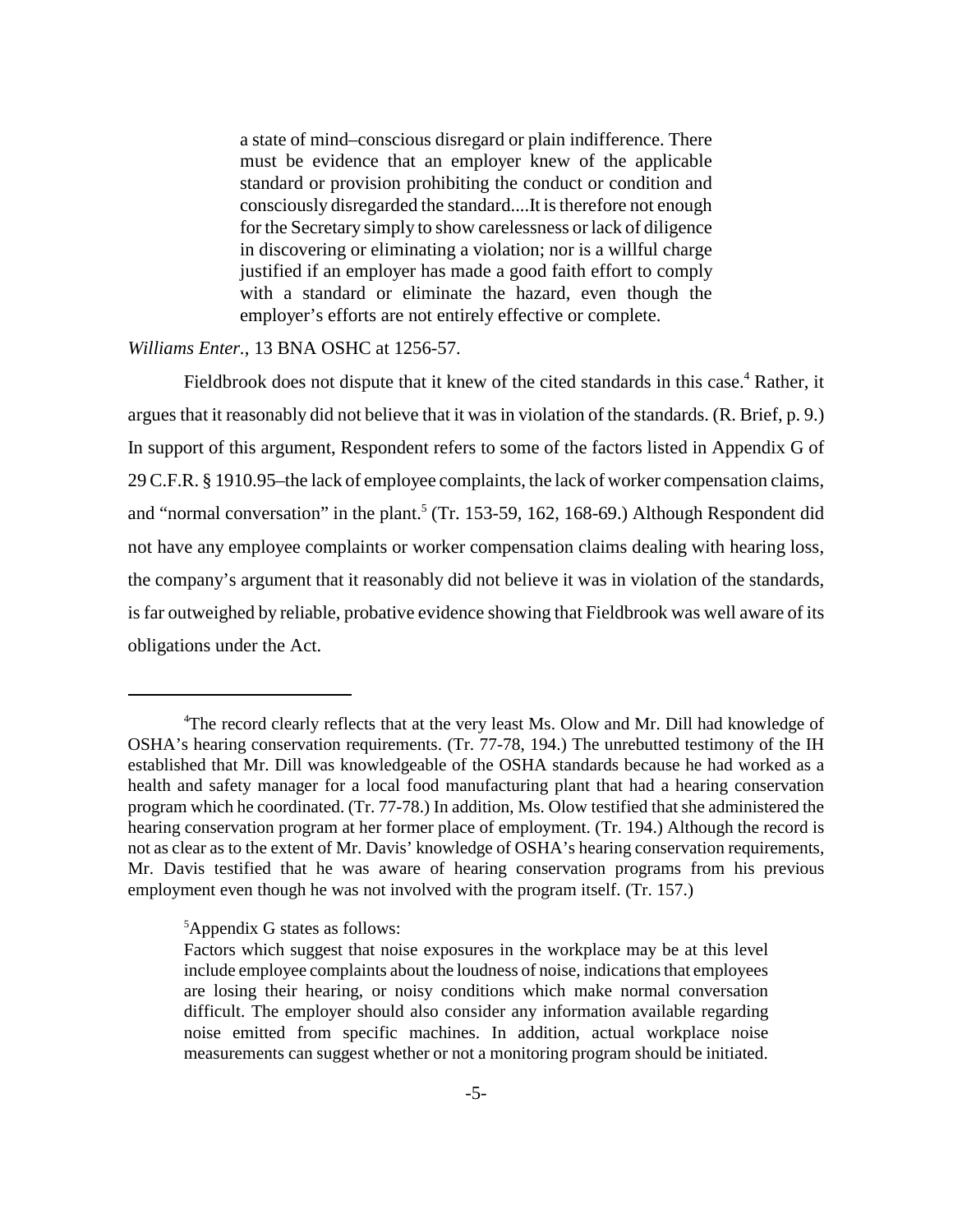> a state of mind–conscious disregard or plain indifference. There must be evidence that an employer knew of the applicable standard or provision prohibiting the conduct or condition and consciously disregarded the standard....It is therefore not enough for the Secretary simply to show carelessness or lack of diligence in discovering or eliminating a violation; nor is a willful charge justified if an employer has made a good faith effort to comply with a standard or eliminate the hazard, even though the employer's efforts are not entirely effective or complete.

*Williams Enter.*, 13 BNA OSHC at 1256-57.

Fieldbrook does not dispute that it knew of the cited standards in this case.[4] Rather, it argues that it reasonably did not believe that it was in violation of the standards. (R. Brief, p. 9.) In support of this argument, Respondent refers to some of the factors listed in Appendix G of 29 C.F.R. § 1910.95–the lack of employee complaints, the lack of worker compensation claims, and "normal conversation" in the plant.[5] (Tr. 153-59, 162, 168-69.) Although Respondent did not have any employee complaints or worker compensation claims dealing with hearing loss, the company's argument that it reasonably did not believe it was in violation of the standards, is far outweighed by reliable, probative evidence showing that Fieldbrook was well aware of its obligations under the Act.

---

[4]The record clearly reflects that at the very least Ms. Olow and Mr. Dill had knowledge of OSHA's hearing conservation requirements. (Tr. 77-78, 194.) The unrebutted testimony of the IH established that Mr. Dill was knowledgeable of the OSHA standards because he had worked as a health and safety manager for a local food manufacturing plant that had a hearing conservation program which he coordinated. (Tr. 77-78.) In addition, Ms. Olow testified that she administered the hearing conservation program at her former place of employment. (Tr. 194.) Although the record is not as clear as to the extent of Mr. Davis' knowledge of OSHA's hearing conservation requirements, Mr. Davis testified that he was aware of hearing conservation programs from his previous employment even though he was not involved with the program itself. (Tr. 157.)

[5]Appendix G states as follows:

> Factors which suggest that noise exposures in the workplace may be at this level include employee complaints about the loudness of noise, indications that employees are losing their hearing, or noisy conditions which make normal conversation difficult. The employer should also consider any information available regarding noise emitted from specific machines. In addition, actual workplace noise measurements can suggest whether or not a monitoring program should be initiated.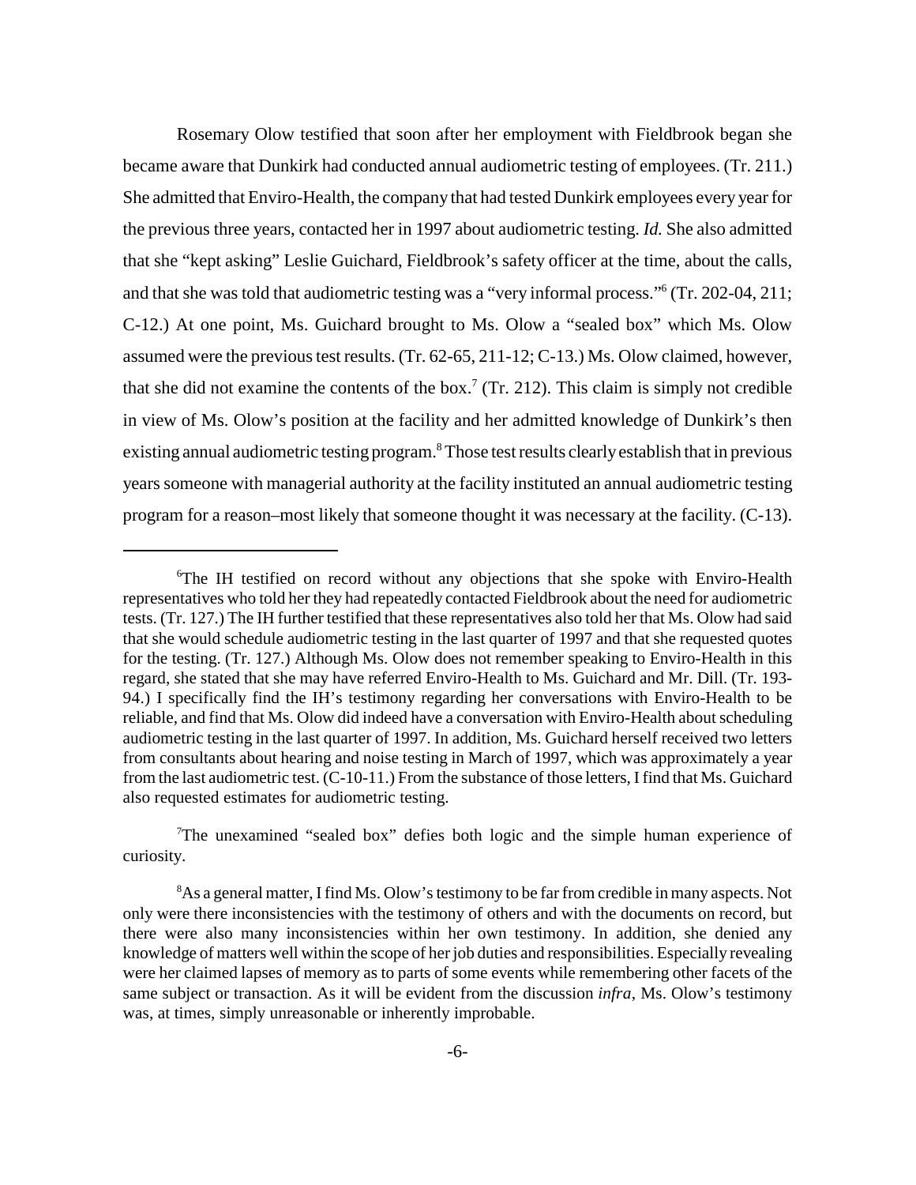Rosemary Olow testified that soon after her employment with Fieldbrook began she became aware that Dunkirk had conducted annual audiometric testing of employees. (Tr. 211.) She admitted that Enviro-Health, the company that had tested Dunkirk employees every year for the previous three years, contacted her in 1997 about audiometric testing. *Id.* She also admitted that she "kept asking" Leslie Guichard, Fieldbrook's safety officer at the time, about the calls, and that she was told that audiometric testing was a "very informal process."[6] (Tr. 202-04, 211; C-12.) At one point, Ms. Guichard brought to Ms. Olow a "sealed box" which Ms. Olow assumed were the previous test results. (Tr. 62-65, 211-12; C-13.) Ms. Olow claimed, however, that she did not examine the contents of the box.[7] (Tr. 212). This claim is simply not credible in view of Ms. Olow's position at the facility and her admitted knowledge of Dunkirk's then existing annual audiometric testing program.[8] Those test results clearly establish that in previous years someone with managerial authority at the facility instituted an annual audiometric testing program for a reason–most likely that someone thought it was necessary at the facility. (C-13).

---

[6]The IH testified on record without any objections that she spoke with Enviro-Health representatives who told her they had repeatedly contacted Fieldbrook about the need for audiometric tests. (Tr. 127.) The IH further testified that these representatives also told her that Ms. Olow had said that she would schedule audiometric testing in the last quarter of 1997 and that she requested quotes for the testing. (Tr. 127.) Although Ms. Olow does not remember speaking to Enviro-Health in this regard, she stated that she may have referred Enviro-Health to Ms. Guichard and Mr. Dill. (Tr. 193-94.) I specifically find the IH's testimony regarding her conversations with Enviro-Health to be reliable, and find that Ms. Olow did indeed have a conversation with Enviro-Health about scheduling audiometric testing in the last quarter of 1997. In addition, Ms. Guichard herself received two letters from consultants about hearing and noise testing in March of 1997, which was approximately a year from the last audiometric test. (C-10-11.) From the substance of those letters, I find that Ms. Guichard also requested estimates for audiometric testing.

[7]The unexamined "sealed box" defies both logic and the simple human experience of curiosity.

[8]As a general matter, I find Ms. Olow's testimony to be far from credible in many aspects. Not only were there inconsistencies with the testimony of others and with the documents on record, but there were also many inconsistencies within her own testimony. In addition, she denied any knowledge of matters well within the scope of her job duties and responsibilities. Especially revealing were her claimed lapses of memory as to parts of some events while remembering other facets of the same subject or transaction. As it will be evident from the discussion *infra*, Ms. Olow's testimony was, at times, simply unreasonable or inherently improbable.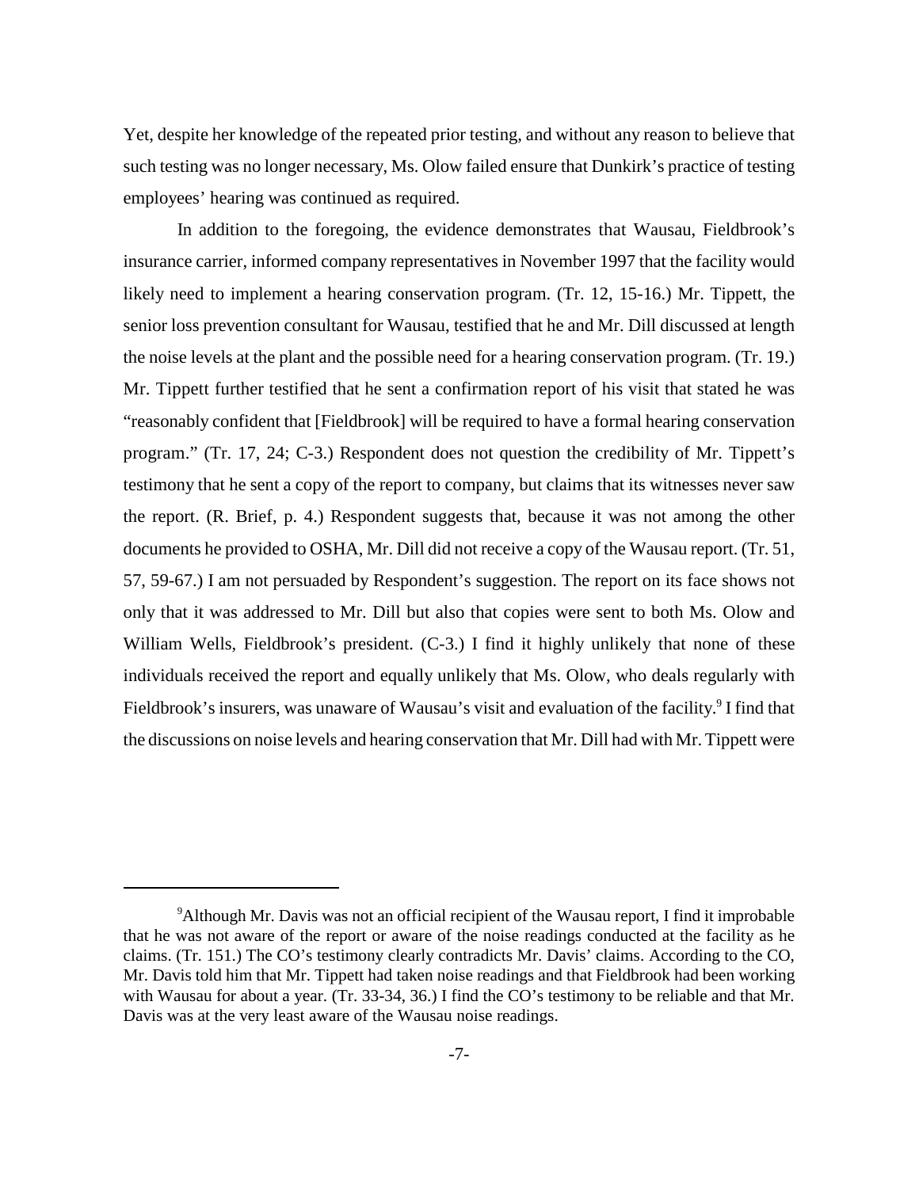Yet, despite her knowledge of the repeated prior testing, and without any reason to believe that such testing was no longer necessary, Ms. Olow failed ensure that Dunkirk's practice of testing employees' hearing was continued as required.

In addition to the foregoing, the evidence demonstrates that Wausau, Fieldbrook's insurance carrier, informed company representatives in November 1997 that the facility would likely need to implement a hearing conservation program. (Tr. 12, 15-16.) Mr. Tippett, the senior loss prevention consultant for Wausau, testified that he and Mr. Dill discussed at length the noise levels at the plant and the possible need for a hearing conservation program. (Tr. 19.) Mr. Tippett further testified that he sent a confirmation report of his visit that stated he was "reasonably confident that [Fieldbrook] will be required to have a formal hearing conservation program." (Tr. 17, 24; C-3.) Respondent does not question the credibility of Mr. Tippett's testimony that he sent a copy of the report to company, but claims that its witnesses never saw the report. (R. Brief, p. 4.) Respondent suggests that, because it was not among the other documents he provided to OSHA, Mr. Dill did not receive a copy of the Wausau report. (Tr. 51, 57, 59-67.) I am not persuaded by Respondent's suggestion. The report on its face shows not only that it was addressed to Mr. Dill but also that copies were sent to both Ms. Olow and William Wells, Fieldbrook's president. (C-3.) I find it highly unlikely that none of these individuals received the report and equally unlikely that Ms. Olow, who deals regularly with Fieldbrook's insurers, was unaware of Wausau's visit and evaluation of the facility.[9] I find that the discussions on noise levels and hearing conservation that Mr. Dill had with Mr. Tippett were

[9]Although Mr. Davis was not an official recipient of the Wausau report, I find it improbable that he was not aware of the report or aware of the noise readings conducted at the facility as he claims. (Tr. 151.) The CO's testimony clearly contradicts Mr. Davis' claims. According to the CO, Mr. Davis told him that Mr. Tippett had taken noise readings and that Fieldbrook had been working with Wausau for about a year. (Tr. 33-34, 36.) I find the CO's testimony to be reliable and that Mr. Davis was at the very least aware of the Wausau noise readings.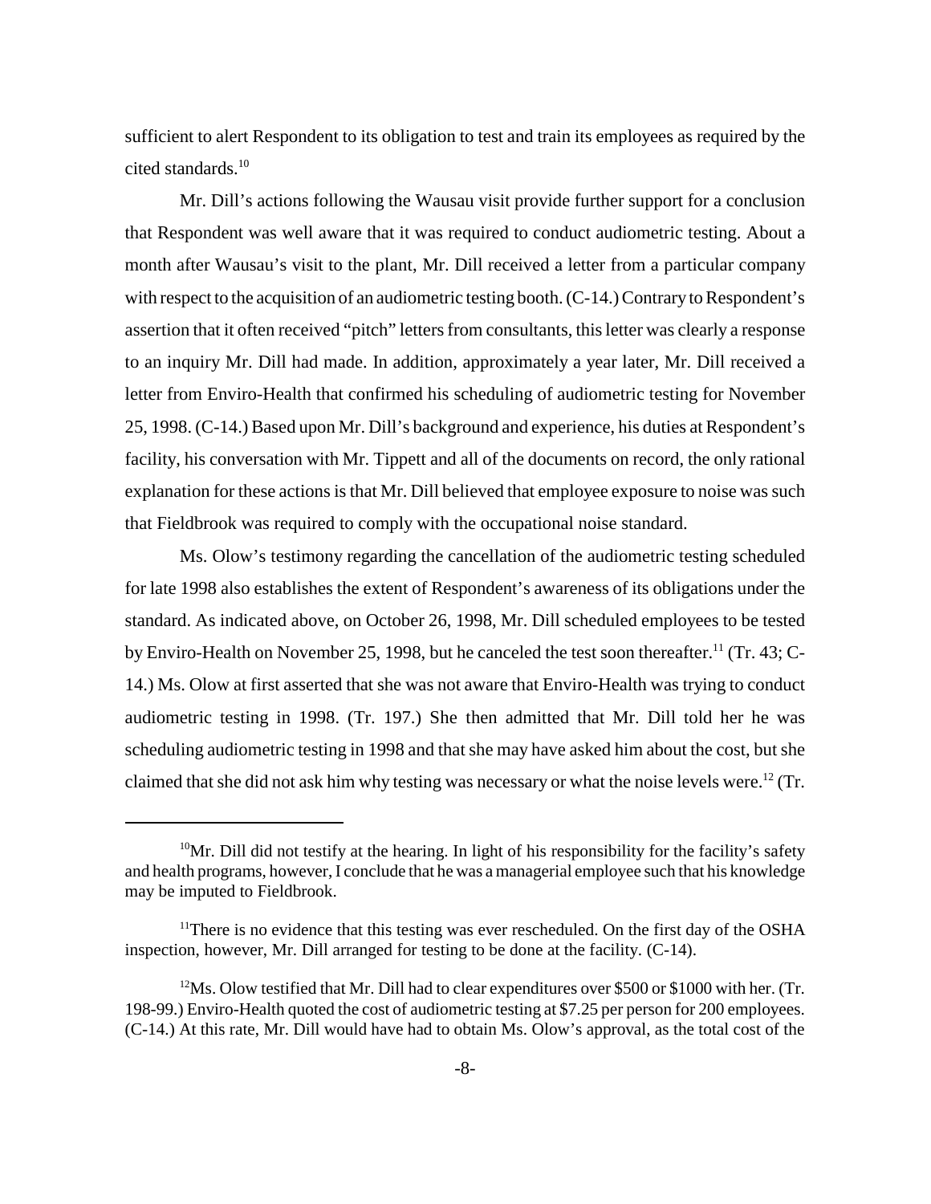sufficient to alert Respondent to its obligation to test and train its employees as required by the cited standards.[10]

Mr. Dill's actions following the Wausau visit provide further support for a conclusion that Respondent was well aware that it was required to conduct audiometric testing. About a month after Wausau's visit to the plant, Mr. Dill received a letter from a particular company with respect to the acquisition of an audiometric testing booth. (C-14.) Contrary to Respondent's assertion that it often received "pitch" letters from consultants, this letter was clearly a response to an inquiry Mr. Dill had made. In addition, approximately a year later, Mr. Dill received a letter from Enviro-Health that confirmed his scheduling of audiometric testing for November 25, 1998. (C-14.) Based upon Mr. Dill's background and experience, his duties at Respondent's facility, his conversation with Mr. Tippett and all of the documents on record, the only rational explanation for these actions is that Mr. Dill believed that employee exposure to noise was such that Fieldbrook was required to comply with the occupational noise standard.

Ms. Olow's testimony regarding the cancellation of the audiometric testing scheduled for late 1998 also establishes the extent of Respondent's awareness of its obligations under the standard. As indicated above, on October 26, 1998, Mr. Dill scheduled employees to be tested by Enviro-Health on November 25, 1998, but he canceled the test soon thereafter.[11] (Tr. 43; C-14.) Ms. Olow at first asserted that she was not aware that Enviro-Health was trying to conduct audiometric testing in 1998. (Tr. 197.) She then admitted that Mr. Dill told her he was scheduling audiometric testing in 1998 and that she may have asked him about the cost, but she claimed that she did not ask him why testing was necessary or what the noise levels were.[12] (Tr.

---

[10] Mr. Dill did not testify at the hearing. In light of his responsibility for the facility's safety and health programs, however, I conclude that he was a managerial employee such that his knowledge may be imputed to Fieldbrook.

[11] There is no evidence that this testing was ever rescheduled. On the first day of the OSHA inspection, however, Mr. Dill arranged for testing to be done at the facility. (C-14).

[12] Ms. Olow testified that Mr. Dill had to clear expenditures over $500 or $1000 with her. (Tr. 198-99.) Enviro-Health quoted the cost of audiometric testing at $7.25 per person for 200 employees. (C-14.) At this rate, Mr. Dill would have had to obtain Ms. Olow's approval, as the total cost of the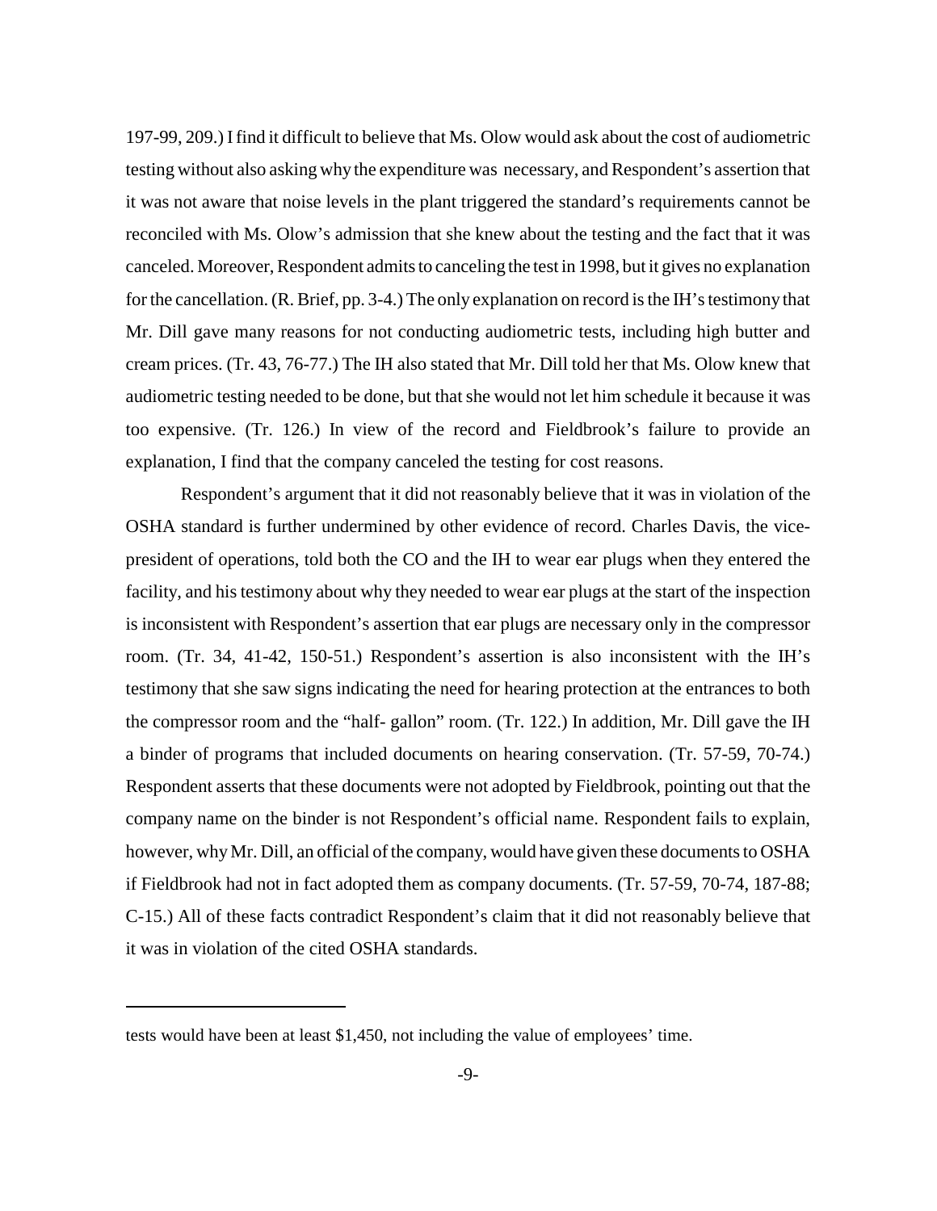197-99, 209.) I find it difficult to believe that Ms. Olow would ask about the cost of audiometric testing without also asking why the expenditure was necessary, and Respondent's assertion that it was not aware that noise levels in the plant triggered the standard's requirements cannot be reconciled with Ms. Olow's admission that she knew about the testing and the fact that it was canceled. Moreover, Respondent admits to canceling the test in 1998, but it gives no explanation for the cancellation. (R. Brief, pp. 3-4.) The only explanation on record is the IH's testimony that Mr. Dill gave many reasons for not conducting audiometric tests, including high butter and cream prices. (Tr. 43, 76-77.) The IH also stated that Mr. Dill told her that Ms. Olow knew that audiometric testing needed to be done, but that she would not let him schedule it because it was too expensive. (Tr. 126.) In view of the record and Fieldbrook's failure to provide an explanation, I find that the company canceled the testing for cost reasons.

Respondent's argument that it did not reasonably believe that it was in violation of the OSHA standard is further undermined by other evidence of record. Charles Davis, the vice-president of operations, told both the CO and the IH to wear ear plugs when they entered the facility, and his testimony about why they needed to wear ear plugs at the start of the inspection is inconsistent with Respondent's assertion that ear plugs are necessary only in the compressor room. (Tr. 34, 41-42, 150-51.) Respondent's assertion is also inconsistent with the IH's testimony that she saw signs indicating the need for hearing protection at the entrances to both the compressor room and the "half- gallon" room. (Tr. 122.) In addition, Mr. Dill gave the IH a binder of programs that included documents on hearing conservation. (Tr. 57-59, 70-74.) Respondent asserts that these documents were not adopted by Fieldbrook, pointing out that the company name on the binder is not Respondent's official name. Respondent fails to explain, however, why Mr. Dill, an official of the company, would have given these documents to OSHA if Fieldbrook had not in fact adopted them as company documents. (Tr. 57-59, 70-74, 187-88; C-15.) All of these facts contradict Respondent's claim that it did not reasonably believe that it was in violation of the cited OSHA standards.

---

tests would have been at least $1,450, not including the value of employees' time.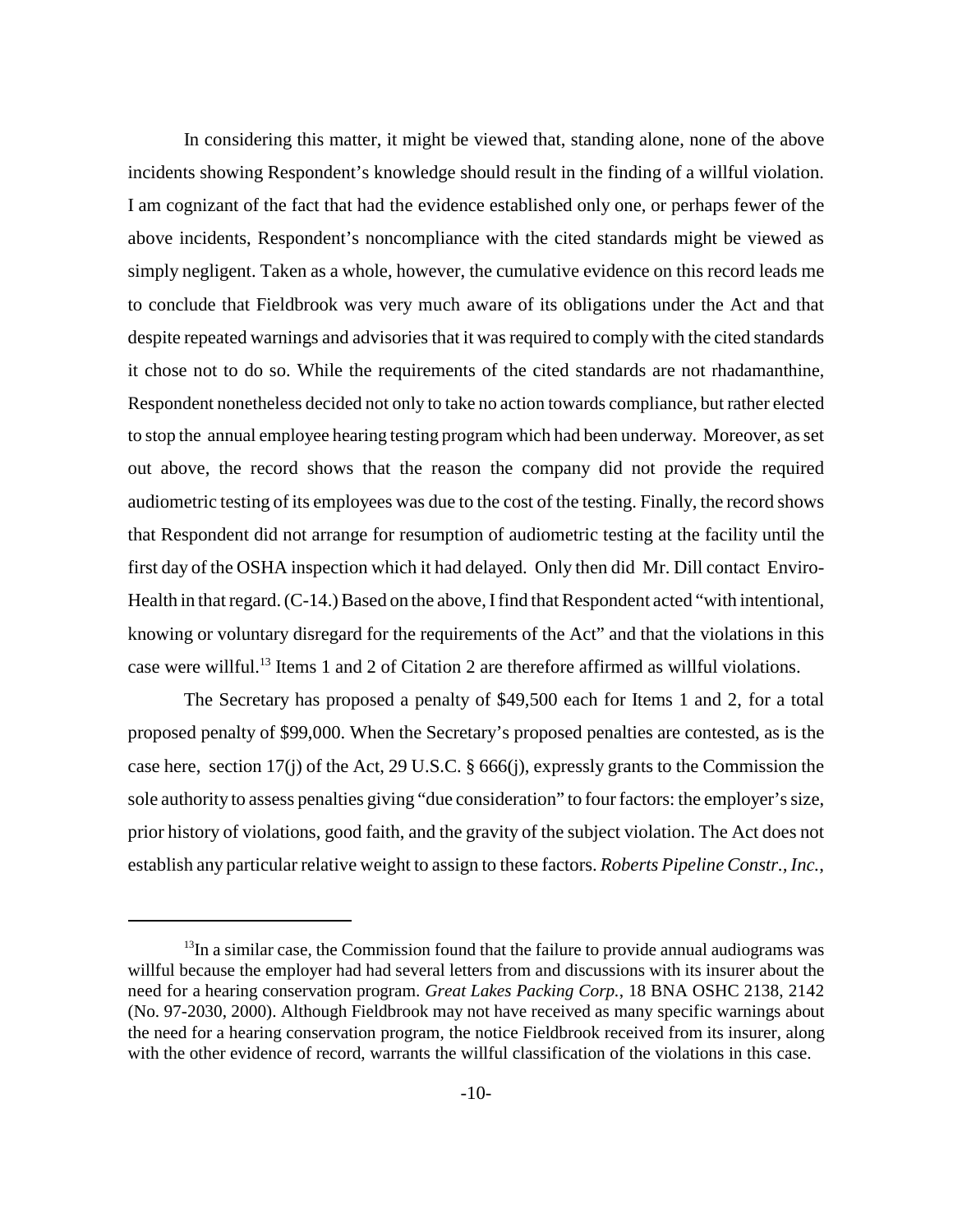In considering this matter, it might be viewed that, standing alone, none of the above incidents showing Respondent's knowledge should result in the finding of a willful violation. I am cognizant of the fact that had the evidence established only one, or perhaps fewer of the above incidents, Respondent's noncompliance with the cited standards might be viewed as simply negligent. Taken as a whole, however, the cumulative evidence on this record leads me to conclude that Fieldbrook was very much aware of its obligations under the Act and that despite repeated warnings and advisories that it was required to comply with the cited standards it chose not to do so. While the requirements of the cited standards are not rhadamanthine, Respondent nonetheless decided not only to take no action towards compliance, but rather elected to stop the annual employee hearing testing program which had been underway. Moreover, as set out above, the record shows that the reason the company did not provide the required audiometric testing of its employees was due to the cost of the testing. Finally, the record shows that Respondent did not arrange for resumption of audiometric testing at the facility until the first day of the OSHA inspection which it had delayed. Only then did Mr. Dill contact Enviro-Health in that regard. (C-14.) Based on the above, I find that Respondent acted "with intentional, knowing or voluntary disregard for the requirements of the Act" and that the violations in this case were willful.[13] Items 1 and 2 of Citation 2 are therefore affirmed as willful violations.

The Secretary has proposed a penalty of $49,500 each for Items 1 and 2, for a total proposed penalty of $99,000. When the Secretary's proposed penalties are contested, as is the case here, section 17(j) of the Act, 29 U.S.C. § 666(j), expressly grants to the Commission the sole authority to assess penalties giving "due consideration" to four factors: the employer's size, prior history of violations, good faith, and the gravity of the subject violation. The Act does not establish any particular relative weight to assign to these factors. *Roberts Pipeline Constr., Inc.*,

---

[13] In a similar case, the Commission found that the failure to provide annual audiograms was willful because the employer had had several letters from and discussions with its insurer about the need for a hearing conservation program. *Great Lakes Packing Corp.*, 18 BNA OSHC 2138, 2142 (No. 97-2030, 2000). Although Fieldbrook may not have received as many specific warnings about the need for a hearing conservation program, the notice Fieldbrook received from its insurer, along with the other evidence of record, warrants the willful classification of the violations in this case.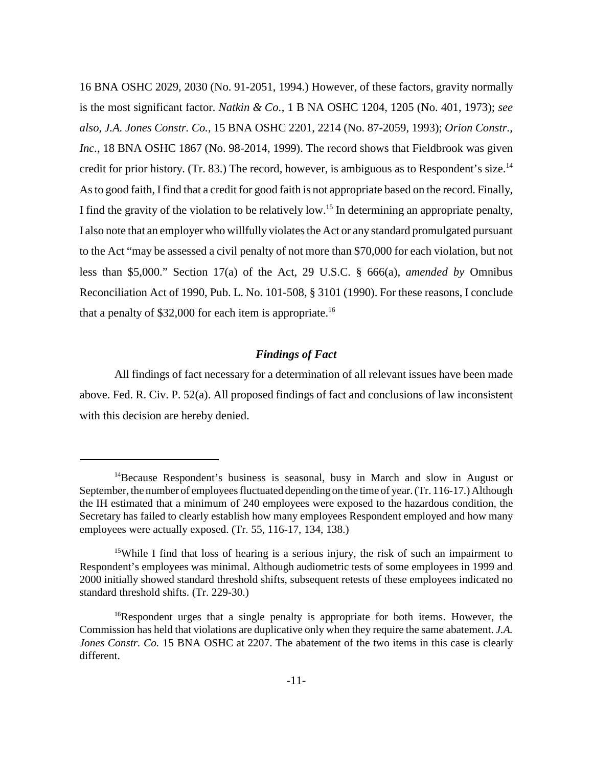16 BNA OSHC 2029, 2030 (No. 91-2051, 1994.) However, of these factors, gravity normally is the most significant factor. *Natkin & Co.*, 1 B NA OSHC 1204, 1205 (No. 401, 1973); *see also*, *J.A. Jones Constr. Co.*, 15 BNA OSHC 2201, 2214 (No. 87-2059, 1993); *Orion Constr., Inc.*, 18 BNA OSHC 1867 (No. 98-2014, 1999). The record shows that Fieldbrook was given credit for prior history. (Tr. 83.) The record, however, is ambiguous as to Respondent's size.[14] As to good faith, I find that a credit for good faith is not appropriate based on the record. Finally, I find the gravity of the violation to be relatively low.[15] In determining an appropriate penalty, I also note that an employer who willfully violates the Act or any standard promulgated pursuant to the Act "may be assessed a civil penalty of not more than $70,000 for each violation, but not less than $5,000." Section 17(a) of the Act, 29 U.S.C. § 666(a), *amended by* Omnibus Reconciliation Act of 1990, Pub. L. No. 101-508, § 3101 (1990). For these reasons, I conclude that a penalty of $32,000 for each item is appropriate.[16]

### *Findings of Fact*

All findings of fact necessary for a determination of all relevant issues have been made above. Fed. R. Civ. P. 52(a). All proposed findings of fact and conclusions of law inconsistent with this decision are hereby denied.

---

[14]Because Respondent's business is seasonal, busy in March and slow in August or September, the number of employees fluctuated depending on the time of year. (Tr. 116-17.) Although the IH estimated that a minimum of 240 employees were exposed to the hazardous condition, the Secretary has failed to clearly establish how many employees Respondent employed and how many employees were actually exposed. (Tr. 55, 116-17, 134, 138.)

[15]While I find that loss of hearing is a serious injury, the risk of such an impairment to Respondent's employees was minimal. Although audiometric tests of some employees in 1999 and 2000 initially showed standard threshold shifts, subsequent retests of these employees indicated no standard threshold shifts. (Tr. 229-30.)

[16]Respondent urges that a single penalty is appropriate for both items. However, the Commission has held that violations are duplicative only when they require the same abatement. *J.A. Jones Constr. Co.* 15 BNA OSHC at 2207. The abatement of the two items in this case is clearly different.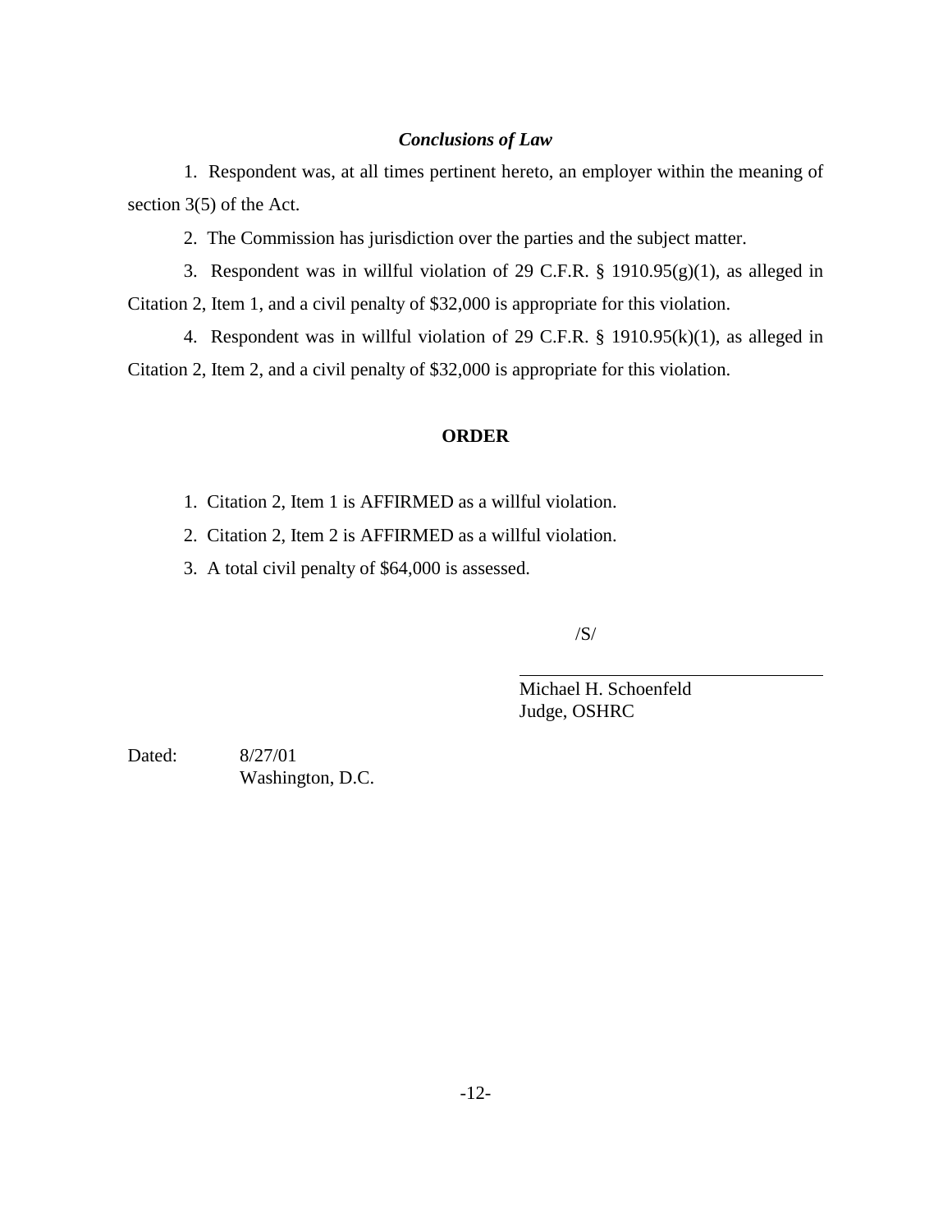### *Conclusions of Law*

1. Respondent was, at all times pertinent hereto, an employer within the meaning of section 3(5) of the Act.

2. The Commission has jurisdiction over the parties and the subject matter.

3. Respondent was in willful violation of 29 C.F.R. § 1910.95(g)(1), as alleged in Citation 2, Item 1, and a civil penalty of $32,000 is appropriate for this violation.

4. Respondent was in willful violation of 29 C.F.R. § 1910.95(k)(1), as alleged in Citation 2, Item 2, and a civil penalty of $32,000 is appropriate for this violation.

## ORDER

1. Citation 2, Item 1 is AFFIRMED as a willful violation.
2. Citation 2, Item 2 is AFFIRMED as a willful violation.
3. A total civil penalty of $64,000 is assessed.

/S/

Michael H. Schoenfeld
Judge, OSHRC

Dated: 8/27/01
Washington, D.C.